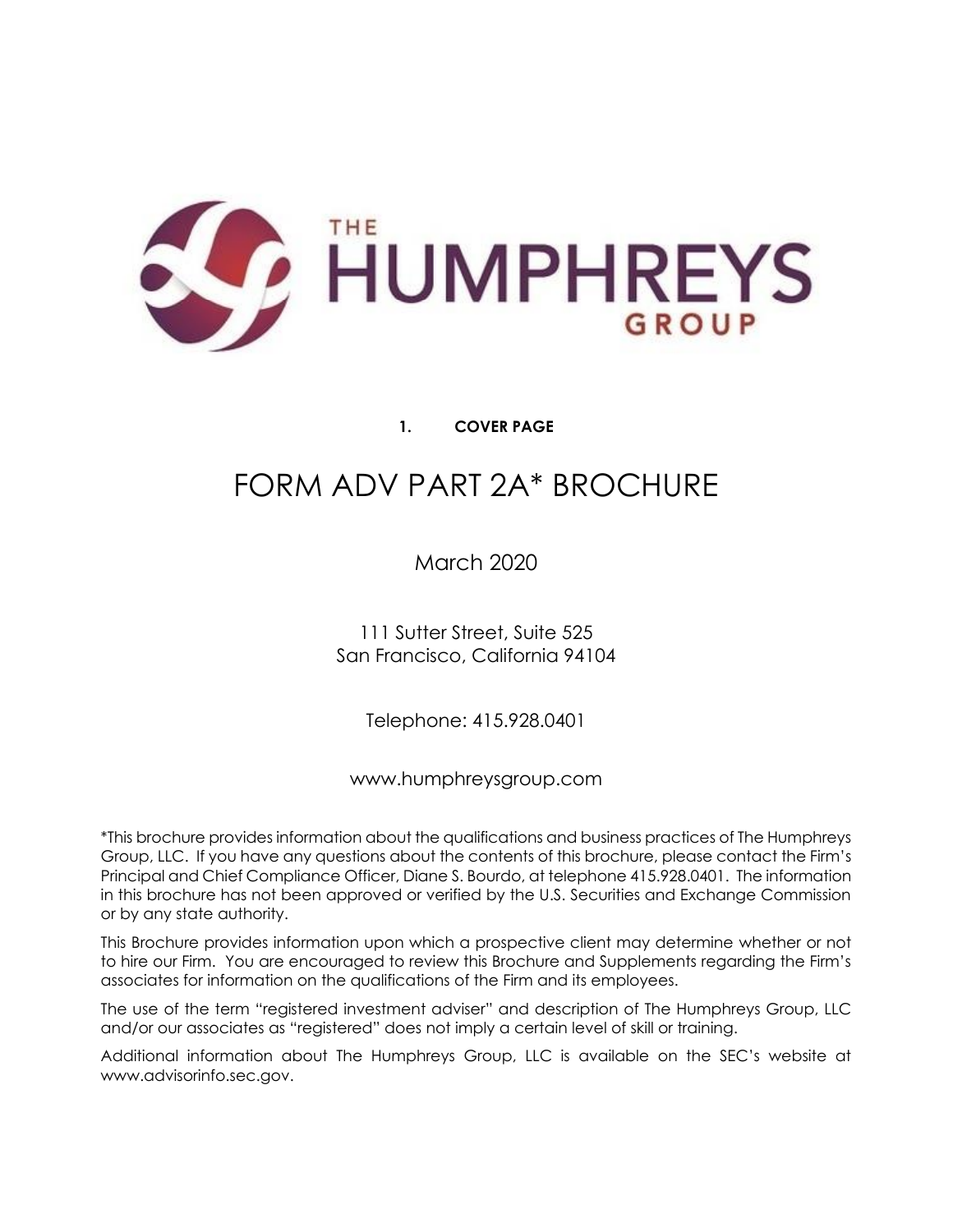THE HUMPHREYS GROUP

## 1. COVER PAGE

# FORM ADV PART 2A* BROCHURE

March 2020

111 Sutter Street, Suite 525
San Francisco, California 94104

Telephone: 415.928.0401

www.humphreysgroup.com

*This brochure provides information about the qualifications and business practices of The Humphreys Group, LLC. If you have any questions about the contents of this brochure, please contact the Firm's Principal and Chief Compliance Officer, Diane S. Bourdo, at telephone 415.928.0401. The information in this brochure has not been approved or verified by the U.S. Securities and Exchange Commission or by any state authority.

This Brochure provides information upon which a prospective client may determine whether or not to hire our Firm. You are encouraged to review this Brochure and Supplements regarding the Firm's associates for information on the qualifications of the Firm and its employees.

The use of the term "registered investment adviser" and description of The Humphreys Group, LLC and/or our associates as "registered" does not imply a certain level of skill or training.

Additional information about The Humphreys Group, LLC is available on the SEC's website at www.advisorinfo.sec.gov.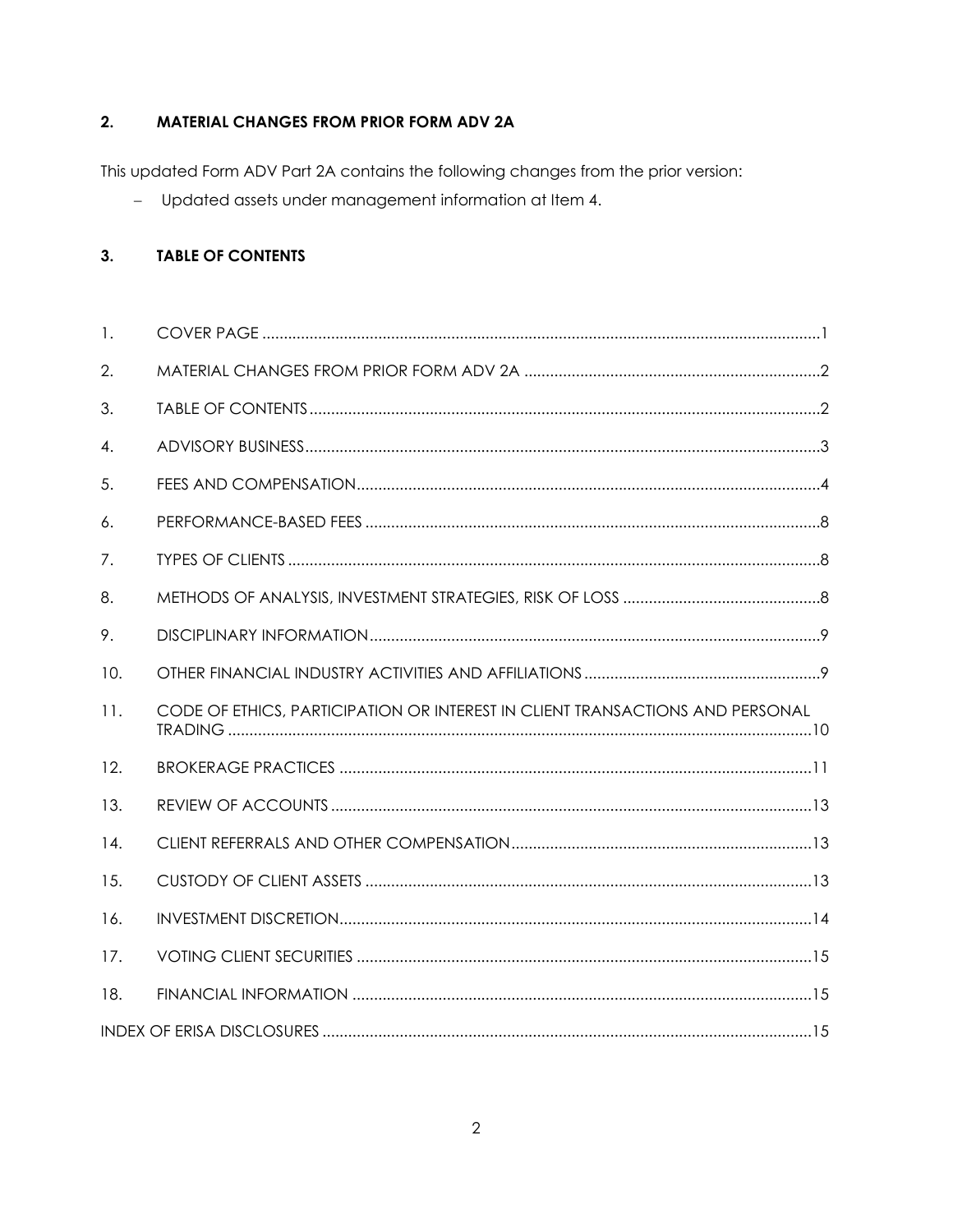## 2. MATERIAL CHANGES FROM PRIOR FORM ADV 2A

This updated Form ADV Part 2A contains the following changes from the prior version:

- Updated assets under management information at Item 4.

## 3. TABLE OF CONTENTS

| | | |
|---|---|---|
| 1. | COVER PAGE | 1 |
| 2. | MATERIAL CHANGES FROM PRIOR FORM ADV 2A | 2 |
| 3. | TABLE OF CONTENTS | 2 |
| 4. | ADVISORY BUSINESS | 3 |
| 5. | FEES AND COMPENSATION | 4 |
| 6. | PERFORMANCE-BASED FEES | 8 |
| 7. | TYPES OF CLIENTS | 8 |
| 8. | METHODS OF ANALYSIS, INVESTMENT STRATEGIES, RISK OF LOSS | 8 |
| 9. | DISCIPLINARY INFORMATION | 9 |
| 10. | OTHER FINANCIAL INDUSTRY ACTIVITIES AND AFFILIATIONS | 9 |
| 11. | CODE OF ETHICS, PARTICIPATION OR INTEREST IN CLIENT TRANSACTIONS AND PERSONAL TRADING | 10 |
| 12. | BROKERAGE PRACTICES | 11 |
| 13. | REVIEW OF ACCOUNTS | 13 |
| 14. | CLIENT REFERRALS AND OTHER COMPENSATION | 13 |
| 15. | CUSTODY OF CLIENT ASSETS | 13 |
| 16. | INVESTMENT DISCRETION | 14 |
| 17. | VOTING CLIENT SECURITIES | 15 |
| 18. | FINANCIAL INFORMATION | 15 |
| | INDEX OF ERISA DISCLOSURES | 15 |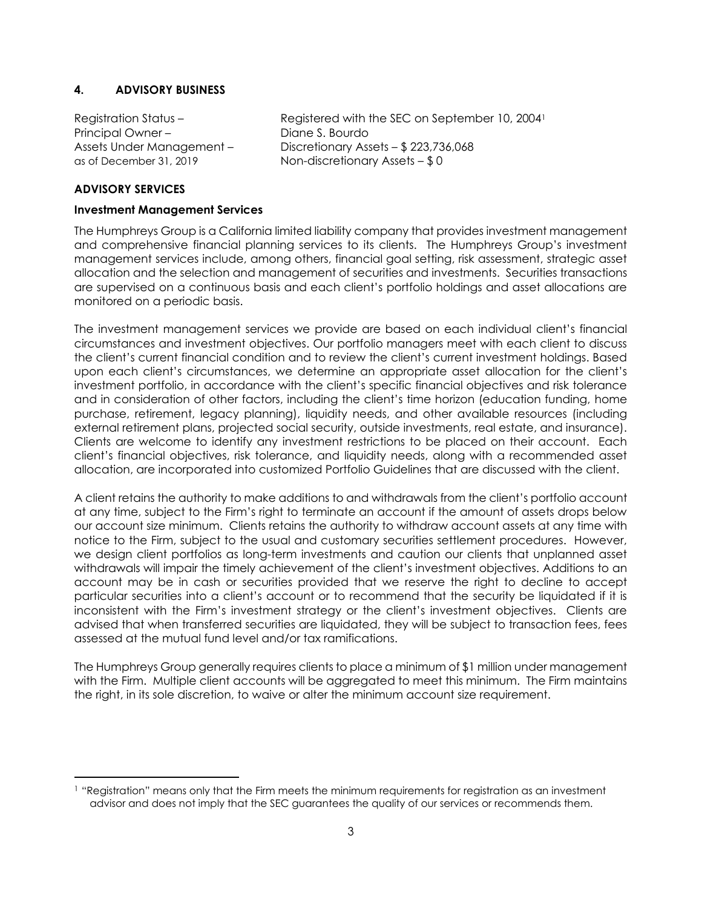## 4. ADVISORY BUSINESS

| | |
|---|---|
| Registration Status – | Registered with the SEC on September 10, 2004[1] |
| Principal Owner – | Diane S. Bourdo |
| Assets Under Management – | Discretionary Assets – $ 223,736,068 |
| as of December 31, 2019 | Non-discretionary Assets – $ 0 |

### ADVISORY SERVICES

#### Investment Management Services

The Humphreys Group is a California limited liability company that provides investment management and comprehensive financial planning services to its clients. The Humphreys Group's investment management services include, among others, financial goal setting, risk assessment, strategic asset allocation and the selection and management of securities and investments. Securities transactions are supervised on a continuous basis and each client's portfolio holdings and asset allocations are monitored on a periodic basis.

The investment management services we provide are based on each individual client's financial circumstances and investment objectives. Our portfolio managers meet with each client to discuss the client's current financial condition and to review the client's current investment holdings. Based upon each client's circumstances, we determine an appropriate asset allocation for the client's investment portfolio, in accordance with the client's specific financial objectives and risk tolerance and in consideration of other factors, including the client's time horizon (education funding, home purchase, retirement, legacy planning), liquidity needs, and other available resources (including external retirement plans, projected social security, outside investments, real estate, and insurance). Clients are welcome to identify any investment restrictions to be placed on their account. Each client's financial objectives, risk tolerance, and liquidity needs, along with a recommended asset allocation, are incorporated into customized Portfolio Guidelines that are discussed with the client.

A client retains the authority to make additions to and withdrawals from the client's portfolio account at any time, subject to the Firm's right to terminate an account if the amount of assets drops below our account size minimum. Clients retains the authority to withdraw account assets at any time with notice to the Firm, subject to the usual and customary securities settlement procedures. However, we design client portfolios as long-term investments and caution our clients that unplanned asset withdrawals will impair the timely achievement of the client's investment objectives. Additions to an account may be in cash or securities provided that we reserve the right to decline to accept particular securities into a client's account or to recommend that the security be liquidated if it is inconsistent with the Firm's investment strategy or the client's investment objectives. Clients are advised that when transferred securities are liquidated, they will be subject to transaction fees, fees assessed at the mutual fund level and/or tax ramifications.

The Humphreys Group generally requires clients to place a minimum of $1 million under management with the Firm. Multiple client accounts will be aggregated to meet this minimum. The Firm maintains the right, in its sole discretion, to waive or alter the minimum account size requirement.

---

[1] "Registration" means only that the Firm meets the minimum requirements for registration as an investment advisor and does not imply that the SEC guarantees the quality of our services or recommends them.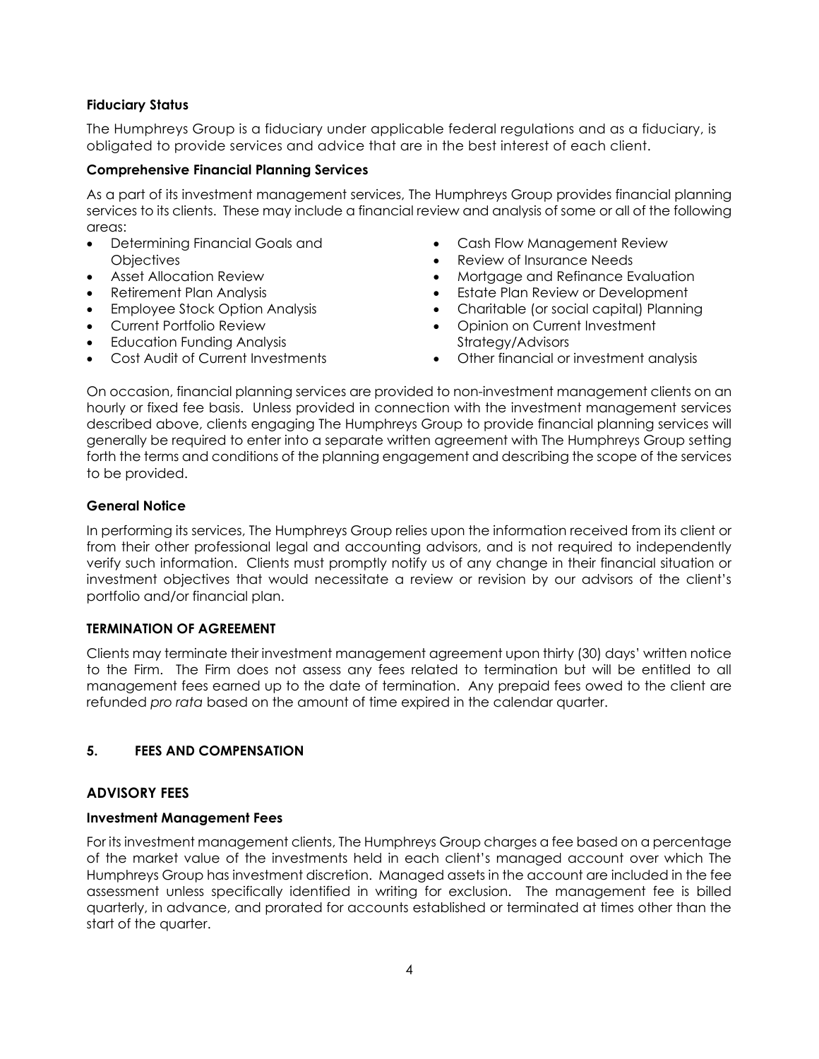**Fiduciary Status**

The Humphreys Group is a fiduciary under applicable federal regulations and as a fiduciary, is obligated to provide services and advice that are in the best interest of each client.

**Comprehensive Financial Planning Services**

As a part of its investment management services, The Humphreys Group provides financial planning services to its clients. These may include a financial review and analysis of some or all of the following areas:

- Determining Financial Goals and Objectives
- Asset Allocation Review
- Retirement Plan Analysis
- Employee Stock Option Analysis
- Current Portfolio Review
- Education Funding Analysis
- Cost Audit of Current Investments
- Cash Flow Management Review
- Review of Insurance Needs
- Mortgage and Refinance Evaluation
- Estate Plan Review or Development
- Charitable (or social capital) Planning
- Opinion on Current Investment Strategy/Advisors
- Other financial or investment analysis

On occasion, financial planning services are provided to non-investment management clients on an hourly or fixed fee basis. Unless provided in connection with the investment management services described above, clients engaging The Humphreys Group to provide financial planning services will generally be required to enter into a separate written agreement with The Humphreys Group setting forth the terms and conditions of the planning engagement and describing the scope of the services to be provided.

**General Notice**

In performing its services, The Humphreys Group relies upon the information received from its client or from their other professional legal and accounting advisors, and is not required to independently verify such information. Clients must promptly notify us of any change in their financial situation or investment objectives that would necessitate a review or revision by our advisors of the client's portfolio and/or financial plan.

**TERMINATION OF AGREEMENT**

Clients may terminate their investment management agreement upon thirty (30) days' written notice to the Firm. The Firm does not assess any fees related to termination but will be entitled to all management fees earned up to the date of termination. Any prepaid fees owed to the client are refunded *pro rata* based on the amount of time expired in the calendar quarter.

## 5. FEES AND COMPENSATION

### ADVISORY FEES

**Investment Management Fees**

For its investment management clients, The Humphreys Group charges a fee based on a percentage of the market value of the investments held in each client's managed account over which The Humphreys Group has investment discretion. Managed assets in the account are included in the fee assessment unless specifically identified in writing for exclusion. The management fee is billed quarterly, in advance, and prorated for accounts established or terminated at times other than the start of the quarter.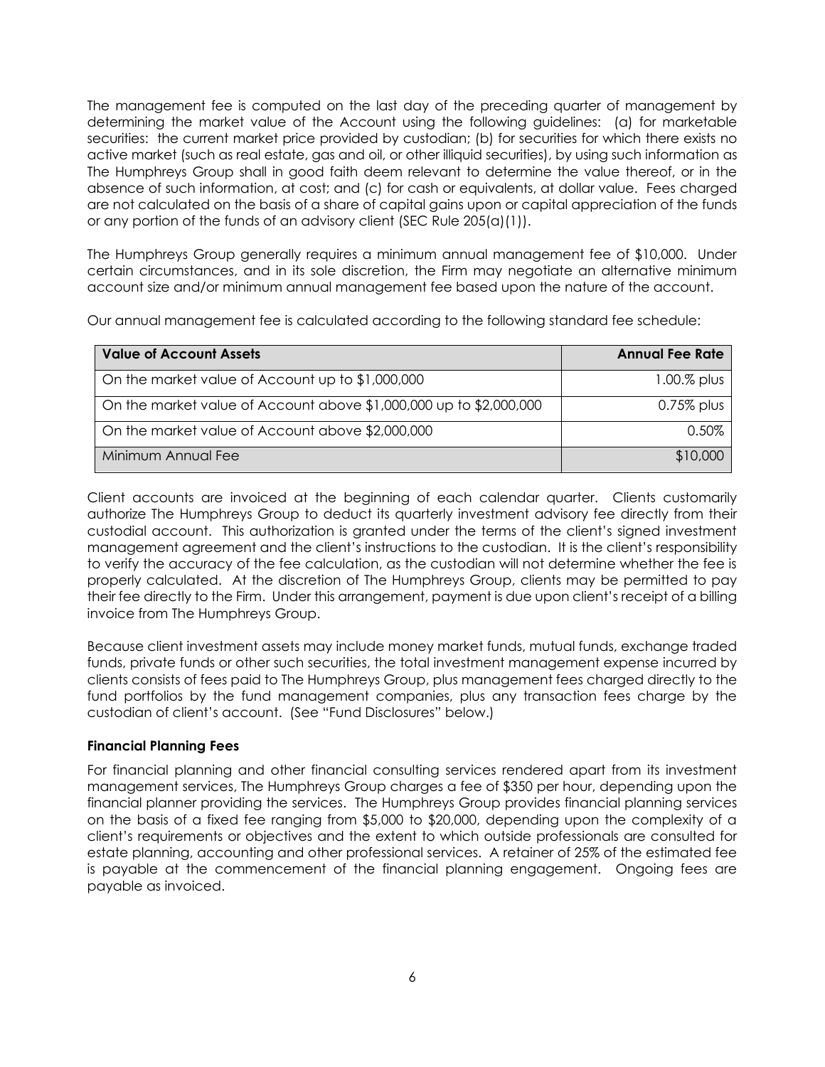The management fee is computed on the last day of the preceding quarter of management by determining the market value of the Account using the following guidelines: (a) for marketable securities: the current market price provided by custodian; (b) for securities for which there exists no active market (such as real estate, gas and oil, or other illiquid securities), by using such information as The Humphreys Group shall in good faith deem relevant to determine the value thereof, or in the absence of such information, at cost; and (c) for cash or equivalents, at dollar value. Fees charged are not calculated on the basis of a share of capital gains upon or capital appreciation of the funds or any portion of the funds of an advisory client (SEC Rule 205(a)(1)).

The Humphreys Group generally requires a minimum annual management fee of $10,000. Under certain circumstances, and in its sole discretion, the Firm may negotiate an alternative minimum account size and/or minimum annual management fee based upon the nature of the account.

Our annual management fee is calculated according to the following standard fee schedule:

| Value of Account Assets | Annual Fee Rate |
| --- | --- |
| On the market value of Account up to $1,000,000 | 1.00.% plus |
| On the market value of Account above $1,000,000 up to $2,000,000 | 0.75% plus |
| On the market value of Account above $2,000,000 | 0.50% |
| Minimum Annual Fee | $10,000 |

Client accounts are invoiced at the beginning of each calendar quarter. Clients customarily authorize The Humphreys Group to deduct its quarterly investment advisory fee directly from their custodial account. This authorization is granted under the terms of the client's signed investment management agreement and the client's instructions to the custodian. It is the client's responsibility to verify the accuracy of the fee calculation, as the custodian will not determine whether the fee is properly calculated. At the discretion of The Humphreys Group, clients may be permitted to pay their fee directly to the Firm. Under this arrangement, payment is due upon client's receipt of a billing invoice from The Humphreys Group.

Because client investment assets may include money market funds, mutual funds, exchange traded funds, private funds or other such securities, the total investment management expense incurred by clients consists of fees paid to The Humphreys Group, plus management fees charged directly to the fund portfolios by the fund management companies, plus any transaction fees charge by the custodian of client's account. (See "Fund Disclosures" below.)

**Financial Planning Fees**

For financial planning and other financial consulting services rendered apart from its investment management services, The Humphreys Group charges a fee of $350 per hour, depending upon the financial planner providing the services. The Humphreys Group provides financial planning services on the basis of a fixed fee ranging from $5,000 to $20,000, depending upon the complexity of a client's requirements or objectives and the extent to which outside professionals are consulted for estate planning, accounting and other professional services. A retainer of 25% of the estimated fee is payable at the commencement of the financial planning engagement. Ongoing fees are payable as invoiced.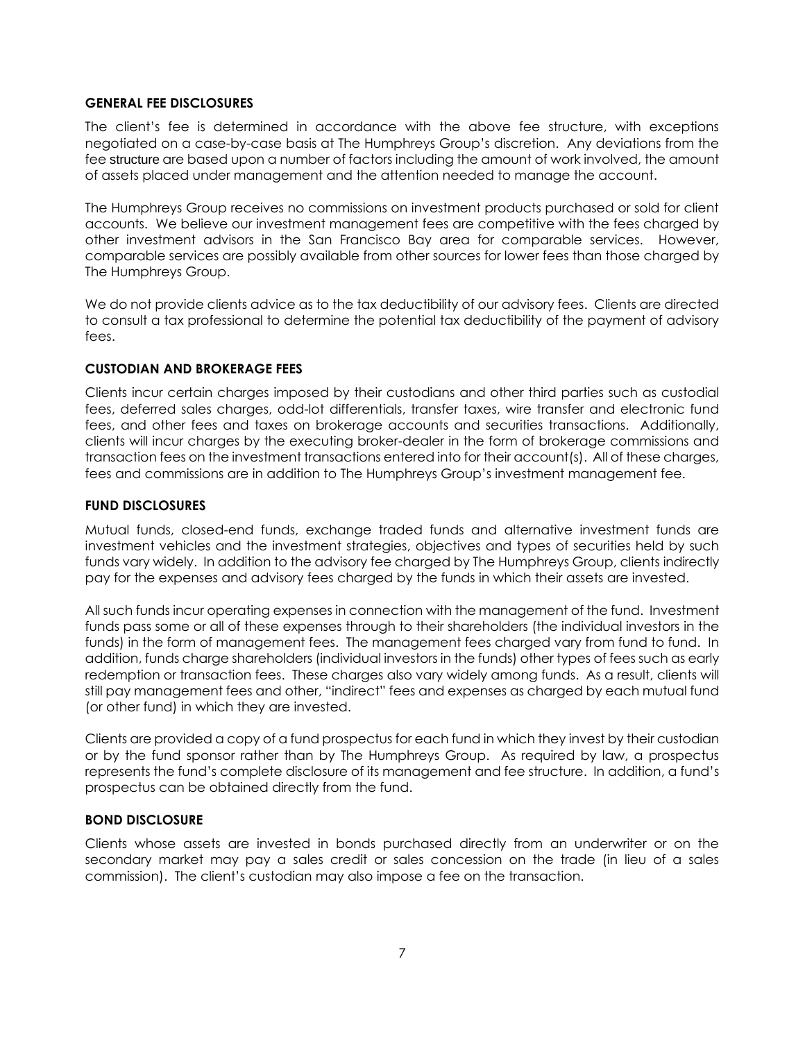## GENERAL FEE DISCLOSURES

The client's fee is determined in accordance with the above fee structure, with exceptions negotiated on a case-by-case basis at The Humphreys Group's discretion. Any deviations from the fee structure are based upon a number of factors including the amount of work involved, the amount of assets placed under management and the attention needed to manage the account.

The Humphreys Group receives no commissions on investment products purchased or sold for client accounts. We believe our investment management fees are competitive with the fees charged by other investment advisors in the San Francisco Bay area for comparable services. However, comparable services are possibly available from other sources for lower fees than those charged by The Humphreys Group.

We do not provide clients advice as to the tax deductibility of our advisory fees. Clients are directed to consult a tax professional to determine the potential tax deductibility of the payment of advisory fees.

## CUSTODIAN AND BROKERAGE FEES

Clients incur certain charges imposed by their custodians and other third parties such as custodial fees, deferred sales charges, odd-lot differentials, transfer taxes, wire transfer and electronic fund fees, and other fees and taxes on brokerage accounts and securities transactions. Additionally, clients will incur charges by the executing broker-dealer in the form of brokerage commissions and transaction fees on the investment transactions entered into for their account(s). All of these charges, fees and commissions are in addition to The Humphreys Group's investment management fee.

## FUND DISCLOSURES

Mutual funds, closed-end funds, exchange traded funds and alternative investment funds are investment vehicles and the investment strategies, objectives and types of securities held by such funds vary widely. In addition to the advisory fee charged by The Humphreys Group, clients indirectly pay for the expenses and advisory fees charged by the funds in which their assets are invested.

All such funds incur operating expenses in connection with the management of the fund. Investment funds pass some or all of these expenses through to their shareholders (the individual investors in the funds) in the form of management fees. The management fees charged vary from fund to fund. In addition, funds charge shareholders (individual investors in the funds) other types of fees such as early redemption or transaction fees. These charges also vary widely among funds. As a result, clients will still pay management fees and other, "indirect" fees and expenses as charged by each mutual fund (or other fund) in which they are invested.

Clients are provided a copy of a fund prospectus for each fund in which they invest by their custodian or by the fund sponsor rather than by The Humphreys Group. As required by law, a prospectus represents the fund's complete disclosure of its management and fee structure. In addition, a fund's prospectus can be obtained directly from the fund.

## BOND DISCLOSURE

Clients whose assets are invested in bonds purchased directly from an underwriter or on the secondary market may pay a sales credit or sales concession on the trade (in lieu of a sales commission). The client's custodian may also impose a fee on the transaction.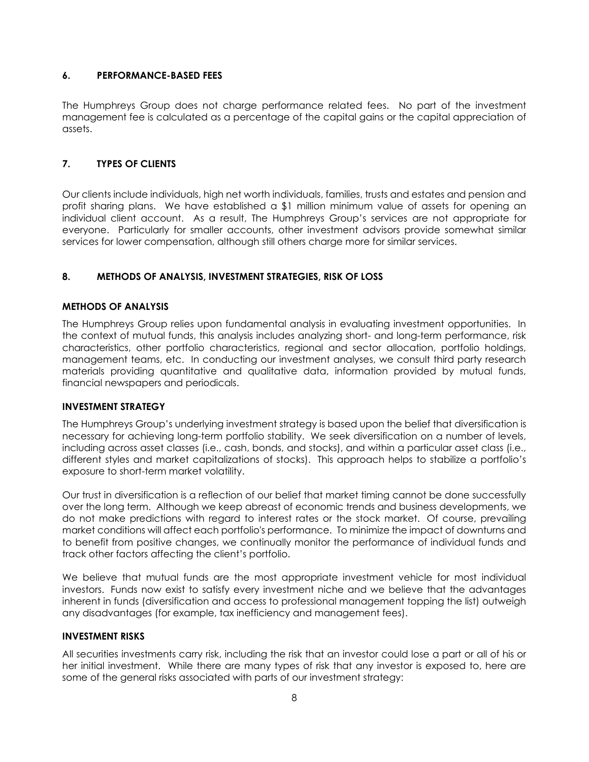## 6. PERFORMANCE-BASED FEES

The Humphreys Group does not charge performance related fees. No part of the investment management fee is calculated as a percentage of the capital gains or the capital appreciation of assets.

## 7. TYPES OF CLIENTS

Our clients include individuals, high net worth individuals, families, trusts and estates and pension and profit sharing plans. We have established a $1 million minimum value of assets for opening an individual client account. As a result, The Humphreys Group's services are not appropriate for everyone. Particularly for smaller accounts, other investment advisors provide somewhat similar services for lower compensation, although still others charge more for similar services.

## 8. METHODS OF ANALYSIS, INVESTMENT STRATEGIES, RISK OF LOSS

### METHODS OF ANALYSIS

The Humphreys Group relies upon fundamental analysis in evaluating investment opportunities. In the context of mutual funds, this analysis includes analyzing short- and long-term performance, risk characteristics, other portfolio characteristics, regional and sector allocation, portfolio holdings, management teams, etc. In conducting our investment analyses, we consult third party research materials providing quantitative and qualitative data, information provided by mutual funds, financial newspapers and periodicals.

### INVESTMENT STRATEGY

The Humphreys Group's underlying investment strategy is based upon the belief that diversification is necessary for achieving long-term portfolio stability. We seek diversification on a number of levels, including across asset classes (i.e., cash, bonds, and stocks), and within a particular asset class (i.e., different styles and market capitalizations of stocks). This approach helps to stabilize a portfolio's exposure to short-term market volatility.

Our trust in diversification is a reflection of our belief that market timing cannot be done successfully over the long term. Although we keep abreast of economic trends and business developments, we do not make predictions with regard to interest rates or the stock market. Of course, prevailing market conditions will affect each portfolio's performance. To minimize the impact of downturns and to benefit from positive changes, we continually monitor the performance of individual funds and track other factors affecting the client's portfolio.

We believe that mutual funds are the most appropriate investment vehicle for most individual investors. Funds now exist to satisfy every investment niche and we believe that the advantages inherent in funds (diversification and access to professional management topping the list) outweigh any disadvantages (for example, tax inefficiency and management fees).

### INVESTMENT RISKS

All securities investments carry risk, including the risk that an investor could lose a part or all of his or her initial investment. While there are many types of risk that any investor is exposed to, here are some of the general risks associated with parts of our investment strategy: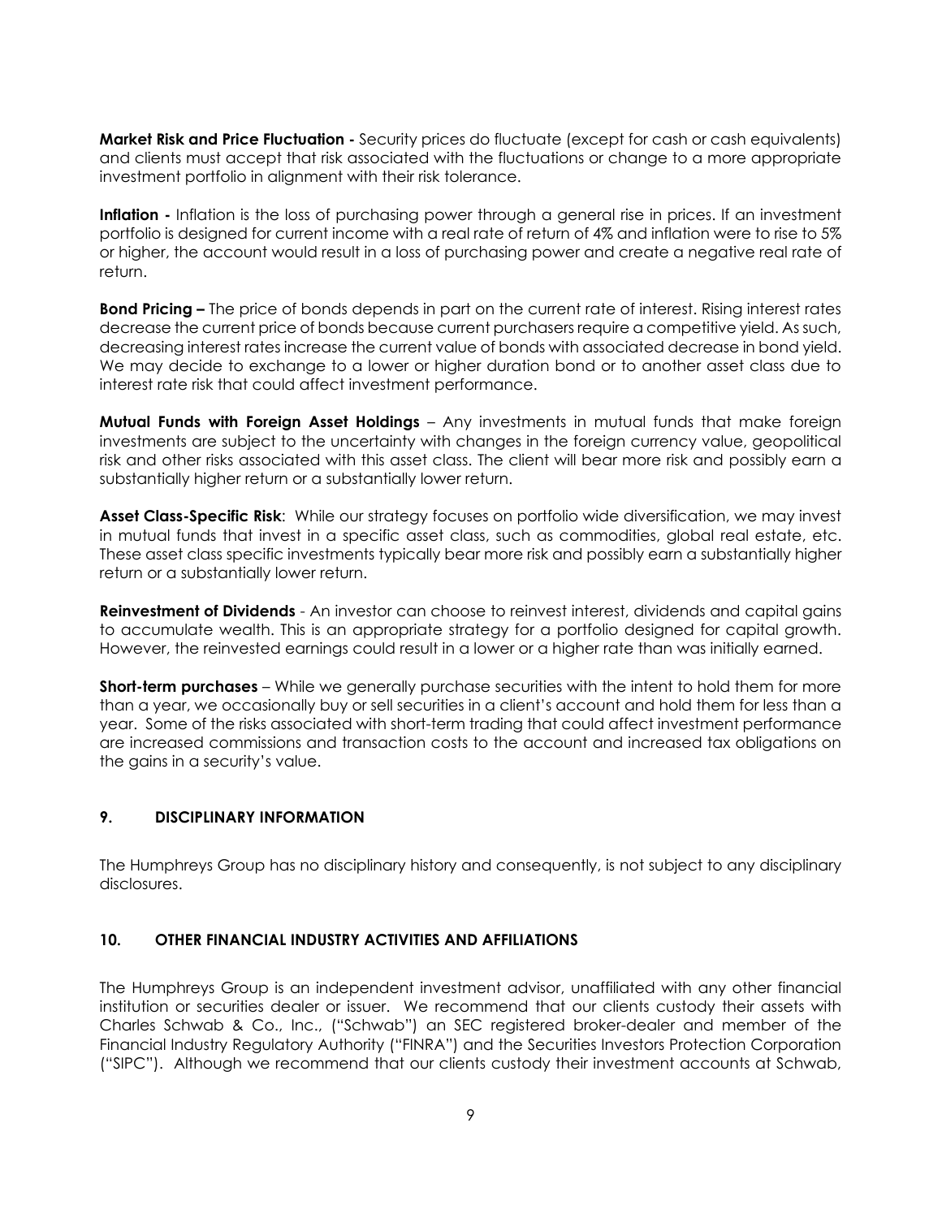**Market Risk and Price Fluctuation -** Security prices do fluctuate (except for cash or cash equivalents) and clients must accept that risk associated with the fluctuations or change to a more appropriate investment portfolio in alignment with their risk tolerance.

**Inflation -** Inflation is the loss of purchasing power through a general rise in prices. If an investment portfolio is designed for current income with a real rate of return of 4% and inflation were to rise to 5% or higher, the account would result in a loss of purchasing power and create a negative real rate of return.

**Bond Pricing –** The price of bonds depends in part on the current rate of interest. Rising interest rates decrease the current price of bonds because current purchasers require a competitive yield. As such, decreasing interest rates increase the current value of bonds with associated decrease in bond yield. We may decide to exchange to a lower or higher duration bond or to another asset class due to interest rate risk that could affect investment performance.

**Mutual Funds with Foreign Asset Holdings** – Any investments in mutual funds that make foreign investments are subject to the uncertainty with changes in the foreign currency value, geopolitical risk and other risks associated with this asset class. The client will bear more risk and possibly earn a substantially higher return or a substantially lower return.

**Asset Class-Specific Risk**: While our strategy focuses on portfolio wide diversification, we may invest in mutual funds that invest in a specific asset class, such as commodities, global real estate, etc. These asset class specific investments typically bear more risk and possibly earn a substantially higher return or a substantially lower return.

**Reinvestment of Dividends** - An investor can choose to reinvest interest, dividends and capital gains to accumulate wealth. This is an appropriate strategy for a portfolio designed for capital growth. However, the reinvested earnings could result in a lower or a higher rate than was initially earned.

**Short-term purchases** – While we generally purchase securities with the intent to hold them for more than a year, we occasionally buy or sell securities in a client's account and hold them for less than a year. Some of the risks associated with short-term trading that could affect investment performance are increased commissions and transaction costs to the account and increased tax obligations on the gains in a security's value.

## 9. DISCIPLINARY INFORMATION

The Humphreys Group has no disciplinary history and consequently, is not subject to any disciplinary disclosures.

## 10. OTHER FINANCIAL INDUSTRY ACTIVITIES AND AFFILIATIONS

The Humphreys Group is an independent investment advisor, unaffiliated with any other financial institution or securities dealer or issuer. We recommend that our clients custody their assets with Charles Schwab & Co., Inc., ("Schwab") an SEC registered broker-dealer and member of the Financial Industry Regulatory Authority ("FINRA") and the Securities Investors Protection Corporation ("SIPC"). Although we recommend that our clients custody their investment accounts at Schwab,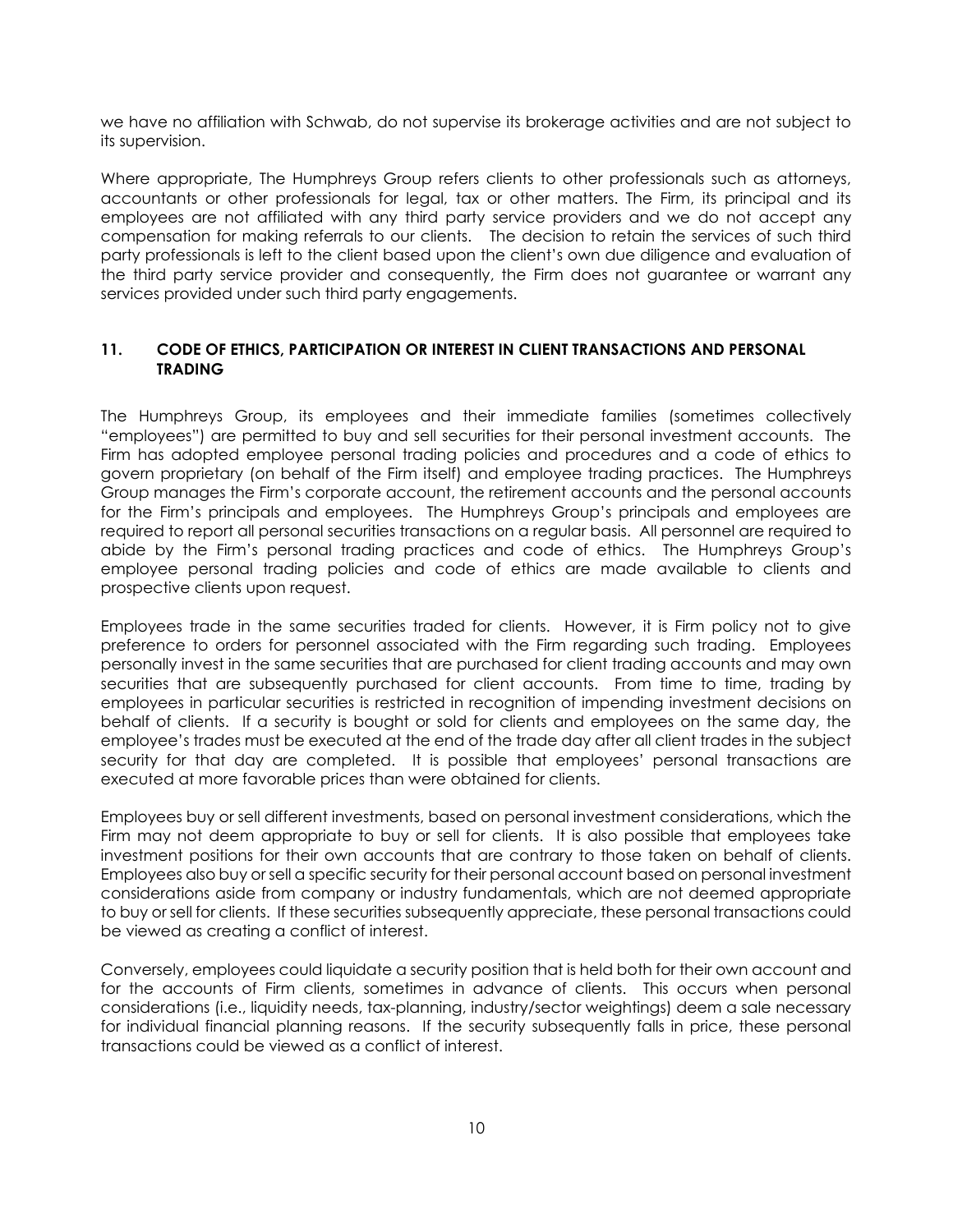we have no affiliation with Schwab, do not supervise its brokerage activities and are not subject to its supervision.

Where appropriate, The Humphreys Group refers clients to other professionals such as attorneys, accountants or other professionals for legal, tax or other matters. The Firm, its principal and its employees are not affiliated with any third party service providers and we do not accept any compensation for making referrals to our clients. The decision to retain the services of such third party professionals is left to the client based upon the client's own due diligence and evaluation of the third party service provider and consequently, the Firm does not guarantee or warrant any services provided under such third party engagements.

## 11. CODE OF ETHICS, PARTICIPATION OR INTEREST IN CLIENT TRANSACTIONS AND PERSONAL TRADING

The Humphreys Group, its employees and their immediate families (sometimes collectively "employees") are permitted to buy and sell securities for their personal investment accounts. The Firm has adopted employee personal trading policies and procedures and a code of ethics to govern proprietary (on behalf of the Firm itself) and employee trading practices. The Humphreys Group manages the Firm's corporate account, the retirement accounts and the personal accounts for the Firm's principals and employees. The Humphreys Group's principals and employees are required to report all personal securities transactions on a regular basis. All personnel are required to abide by the Firm's personal trading practices and code of ethics. The Humphreys Group's employee personal trading policies and code of ethics are made available to clients and prospective clients upon request.

Employees trade in the same securities traded for clients. However, it is Firm policy not to give preference to orders for personnel associated with the Firm regarding such trading. Employees personally invest in the same securities that are purchased for client trading accounts and may own securities that are subsequently purchased for client accounts. From time to time, trading by employees in particular securities is restricted in recognition of impending investment decisions on behalf of clients. If a security is bought or sold for clients and employees on the same day, the employee's trades must be executed at the end of the trade day after all client trades in the subject security for that day are completed. It is possible that employees' personal transactions are executed at more favorable prices than were obtained for clients.

Employees buy or sell different investments, based on personal investment considerations, which the Firm may not deem appropriate to buy or sell for clients. It is also possible that employees take investment positions for their own accounts that are contrary to those taken on behalf of clients. Employees also buy or sell a specific security for their personal account based on personal investment considerations aside from company or industry fundamentals, which are not deemed appropriate to buy or sell for clients. If these securities subsequently appreciate, these personal transactions could be viewed as creating a conflict of interest.

Conversely, employees could liquidate a security position that is held both for their own account and for the accounts of Firm clients, sometimes in advance of clients. This occurs when personal considerations (i.e., liquidity needs, tax-planning, industry/sector weightings) deem a sale necessary for individual financial planning reasons. If the security subsequently falls in price, these personal transactions could be viewed as a conflict of interest.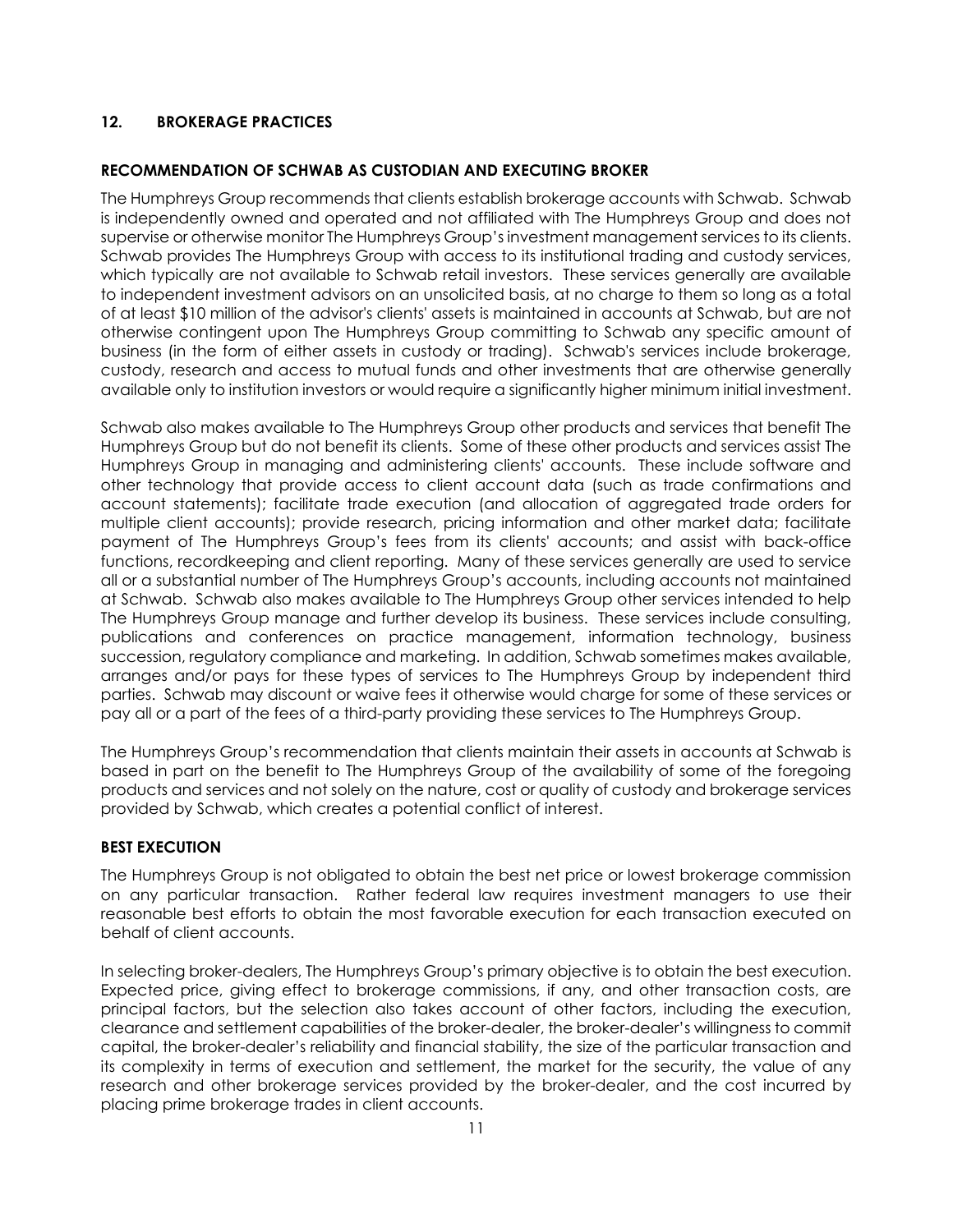## 12. BROKERAGE PRACTICES

### RECOMMENDATION OF SCHWAB AS CUSTODIAN AND EXECUTING BROKER

The Humphreys Group recommends that clients establish brokerage accounts with Schwab. Schwab is independently owned and operated and not affiliated with The Humphreys Group and does not supervise or otherwise monitor The Humphreys Group's investment management services to its clients. Schwab provides The Humphreys Group with access to its institutional trading and custody services, which typically are not available to Schwab retail investors. These services generally are available to independent investment advisors on an unsolicited basis, at no charge to them so long as a total of at least $10 million of the advisor's clients' assets is maintained in accounts at Schwab, but are not otherwise contingent upon The Humphreys Group committing to Schwab any specific amount of business (in the form of either assets in custody or trading). Schwab's services include brokerage, custody, research and access to mutual funds and other investments that are otherwise generally available only to institution investors or would require a significantly higher minimum initial investment.

Schwab also makes available to The Humphreys Group other products and services that benefit The Humphreys Group but do not benefit its clients. Some of these other products and services assist The Humphreys Group in managing and administering clients' accounts. These include software and other technology that provide access to client account data (such as trade confirmations and account statements); facilitate trade execution (and allocation of aggregated trade orders for multiple client accounts); provide research, pricing information and other market data; facilitate payment of The Humphreys Group's fees from its clients' accounts; and assist with back-office functions, recordkeeping and client reporting. Many of these services generally are used to service all or a substantial number of The Humphreys Group's accounts, including accounts not maintained at Schwab. Schwab also makes available to The Humphreys Group other services intended to help The Humphreys Group manage and further develop its business. These services include consulting, publications and conferences on practice management, information technology, business succession, regulatory compliance and marketing. In addition, Schwab sometimes makes available, arranges and/or pays for these types of services to The Humphreys Group by independent third parties. Schwab may discount or waive fees it otherwise would charge for some of these services or pay all or a part of the fees of a third-party providing these services to The Humphreys Group.

The Humphreys Group's recommendation that clients maintain their assets in accounts at Schwab is based in part on the benefit to The Humphreys Group of the availability of some of the foregoing products and services and not solely on the nature, cost or quality of custody and brokerage services provided by Schwab, which creates a potential conflict of interest.

### BEST EXECUTION

The Humphreys Group is not obligated to obtain the best net price or lowest brokerage commission on any particular transaction. Rather federal law requires investment managers to use their reasonable best efforts to obtain the most favorable execution for each transaction executed on behalf of client accounts.

In selecting broker-dealers, The Humphreys Group's primary objective is to obtain the best execution. Expected price, giving effect to brokerage commissions, if any, and other transaction costs, are principal factors, but the selection also takes account of other factors, including the execution, clearance and settlement capabilities of the broker-dealer, the broker-dealer's willingness to commit capital, the broker-dealer's reliability and financial stability, the size of the particular transaction and its complexity in terms of execution and settlement, the market for the security, the value of any research and other brokerage services provided by the broker-dealer, and the cost incurred by placing prime brokerage trades in client accounts.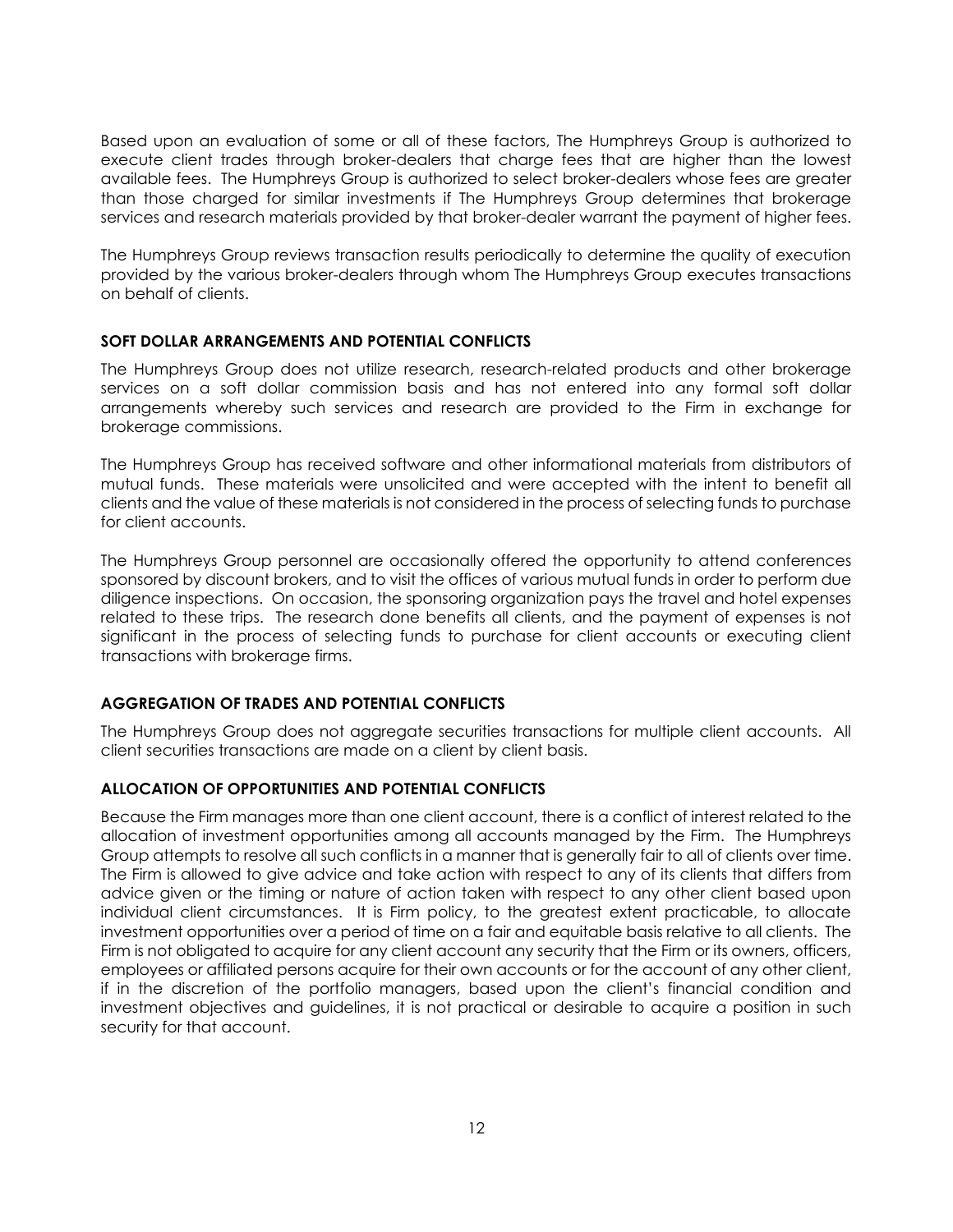Based upon an evaluation of some or all of these factors, The Humphreys Group is authorized to execute client trades through broker-dealers that charge fees that are higher than the lowest available fees. The Humphreys Group is authorized to select broker-dealers whose fees are greater than those charged for similar investments if The Humphreys Group determines that brokerage services and research materials provided by that broker-dealer warrant the payment of higher fees.

The Humphreys Group reviews transaction results periodically to determine the quality of execution provided by the various broker-dealers through whom The Humphreys Group executes transactions on behalf of clients.

### SOFT DOLLAR ARRANGEMENTS AND POTENTIAL CONFLICTS

The Humphreys Group does not utilize research, research-related products and other brokerage services on a soft dollar commission basis and has not entered into any formal soft dollar arrangements whereby such services and research are provided to the Firm in exchange for brokerage commissions.

The Humphreys Group has received software and other informational materials from distributors of mutual funds. These materials were unsolicited and were accepted with the intent to benefit all clients and the value of these materials is not considered in the process of selecting funds to purchase for client accounts.

The Humphreys Group personnel are occasionally offered the opportunity to attend conferences sponsored by discount brokers, and to visit the offices of various mutual funds in order to perform due diligence inspections. On occasion, the sponsoring organization pays the travel and hotel expenses related to these trips. The research done benefits all clients, and the payment of expenses is not significant in the process of selecting funds to purchase for client accounts or executing client transactions with brokerage firms.

### AGGREGATION OF TRADES AND POTENTIAL CONFLICTS

The Humphreys Group does not aggregate securities transactions for multiple client accounts. All client securities transactions are made on a client by client basis.

### ALLOCATION OF OPPORTUNITIES AND POTENTIAL CONFLICTS

Because the Firm manages more than one client account, there is a conflict of interest related to the allocation of investment opportunities among all accounts managed by the Firm. The Humphreys Group attempts to resolve all such conflicts in a manner that is generally fair to all of clients over time. The Firm is allowed to give advice and take action with respect to any of its clients that differs from advice given or the timing or nature of action taken with respect to any other client based upon individual client circumstances. It is Firm policy, to the greatest extent practicable, to allocate investment opportunities over a period of time on a fair and equitable basis relative to all clients. The Firm is not obligated to acquire for any client account any security that the Firm or its owners, officers, employees or affiliated persons acquire for their own accounts or for the account of any other client, if in the discretion of the portfolio managers, based upon the client's financial condition and investment objectives and guidelines, it is not practical or desirable to acquire a position in such security for that account.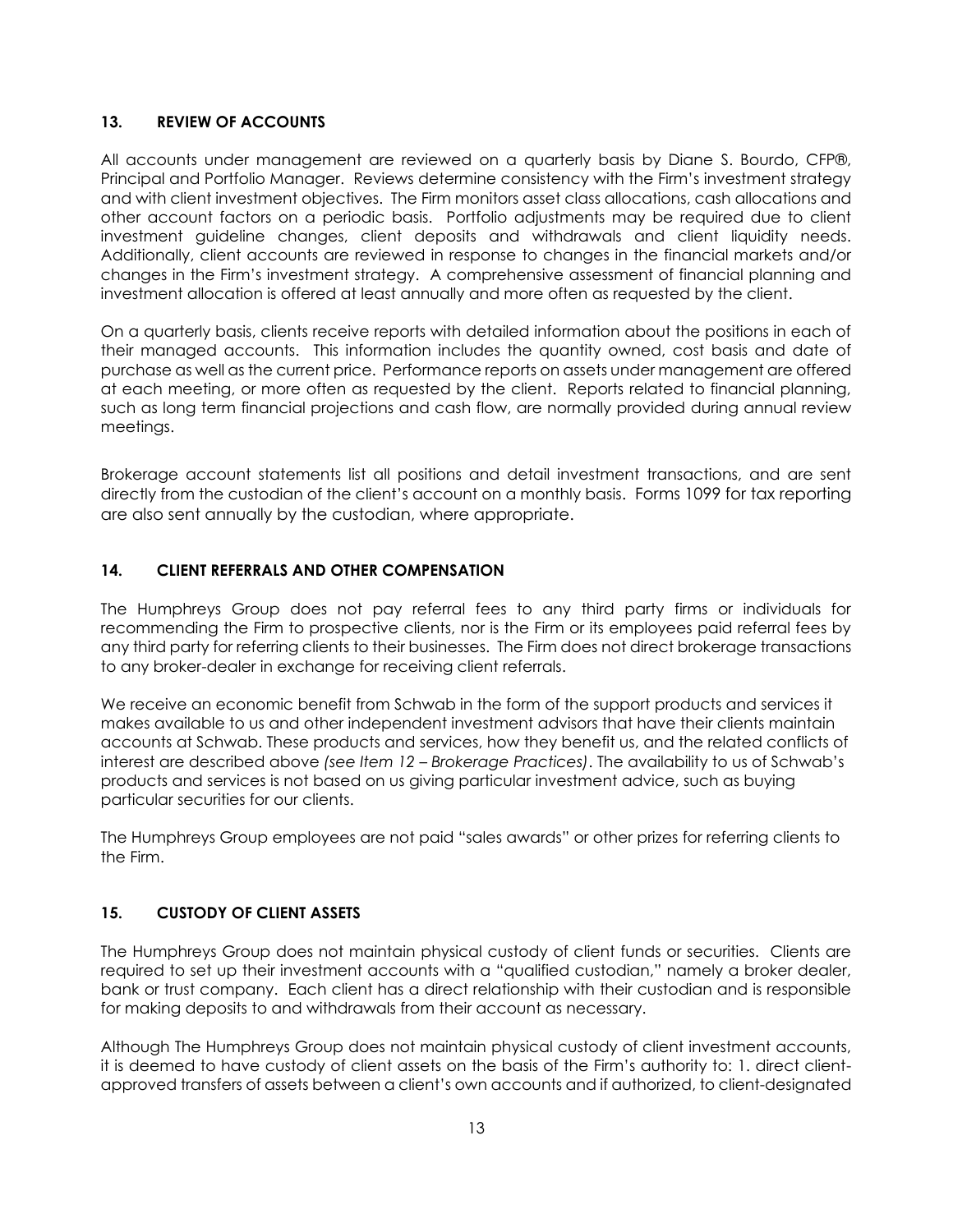## 13. REVIEW OF ACCOUNTS

All accounts under management are reviewed on a quarterly basis by Diane S. Bourdo, CFP®, Principal and Portfolio Manager. Reviews determine consistency with the Firm's investment strategy and with client investment objectives. The Firm monitors asset class allocations, cash allocations and other account factors on a periodic basis. Portfolio adjustments may be required due to client investment guideline changes, client deposits and withdrawals and client liquidity needs. Additionally, client accounts are reviewed in response to changes in the financial markets and/or changes in the Firm's investment strategy. A comprehensive assessment of financial planning and investment allocation is offered at least annually and more often as requested by the client.

On a quarterly basis, clients receive reports with detailed information about the positions in each of their managed accounts. This information includes the quantity owned, cost basis and date of purchase as well as the current price. Performance reports on assets under management are offered at each meeting, or more often as requested by the client. Reports related to financial planning, such as long term financial projections and cash flow, are normally provided during annual review meetings.

Brokerage account statements list all positions and detail investment transactions, and are sent directly from the custodian of the client's account on a monthly basis. Forms 1099 for tax reporting are also sent annually by the custodian, where appropriate.

## 14. CLIENT REFERRALS AND OTHER COMPENSATION

The Humphreys Group does not pay referral fees to any third party firms or individuals for recommending the Firm to prospective clients, nor is the Firm or its employees paid referral fees by any third party for referring clients to their businesses. The Firm does not direct brokerage transactions to any broker-dealer in exchange for receiving client referrals.

We receive an economic benefit from Schwab in the form of the support products and services it makes available to us and other independent investment advisors that have their clients maintain accounts at Schwab. These products and services, how they benefit us, and the related conflicts of interest are described above *(see Item 12 – Brokerage Practices)*. The availability to us of Schwab's products and services is not based on us giving particular investment advice, such as buying particular securities for our clients.

The Humphreys Group employees are not paid "sales awards" or other prizes for referring clients to the Firm.

## 15. CUSTODY OF CLIENT ASSETS

The Humphreys Group does not maintain physical custody of client funds or securities. Clients are required to set up their investment accounts with a "qualified custodian," namely a broker dealer, bank or trust company. Each client has a direct relationship with their custodian and is responsible for making deposits to and withdrawals from their account as necessary.

Although The Humphreys Group does not maintain physical custody of client investment accounts, it is deemed to have custody of client assets on the basis of the Firm's authority to: 1. direct client-approved transfers of assets between a client's own accounts and if authorized, to client-designated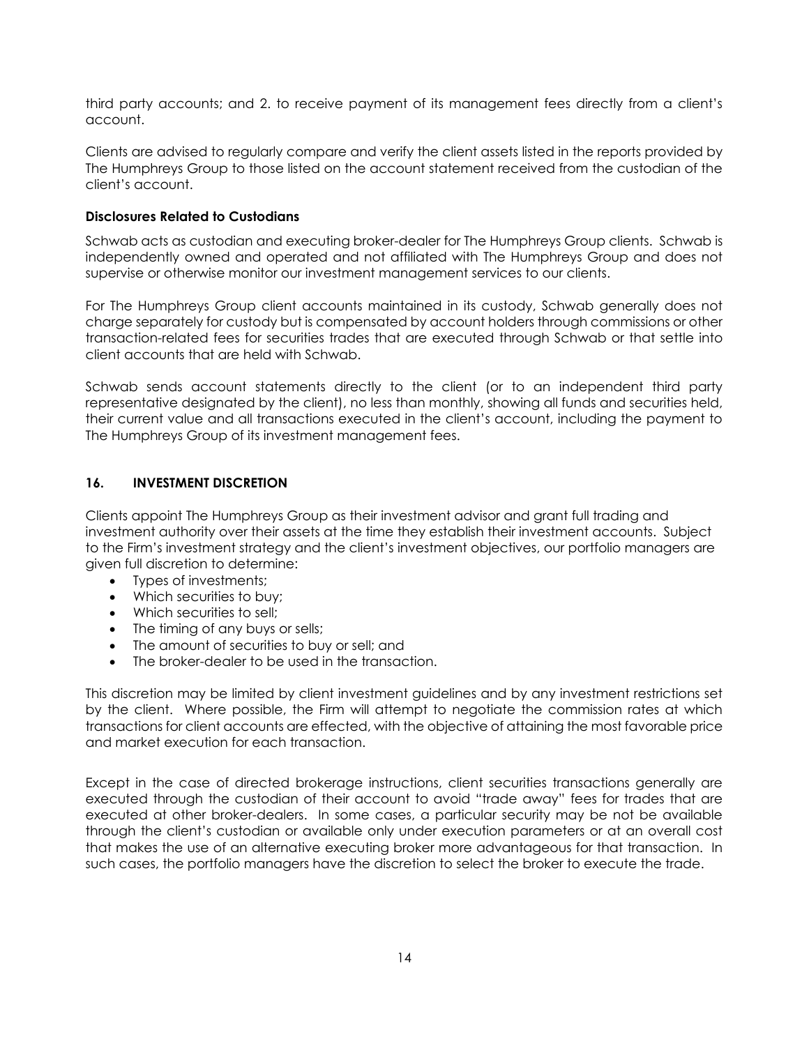third party accounts; and 2. to receive payment of its management fees directly from a client's account.

Clients are advised to regularly compare and verify the client assets listed in the reports provided by The Humphreys Group to those listed on the account statement received from the custodian of the client's account.

**Disclosures Related to Custodians**

Schwab acts as custodian and executing broker-dealer for The Humphreys Group clients. Schwab is independently owned and operated and not affiliated with The Humphreys Group and does not supervise or otherwise monitor our investment management services to our clients.

For The Humphreys Group client accounts maintained in its custody, Schwab generally does not charge separately for custody but is compensated by account holders through commissions or other transaction-related fees for securities trades that are executed through Schwab or that settle into client accounts that are held with Schwab.

Schwab sends account statements directly to the client (or to an independent third party representative designated by the client), no less than monthly, showing all funds and securities held, their current value and all transactions executed in the client's account, including the payment to The Humphreys Group of its investment management fees.

## 16. INVESTMENT DISCRETION

Clients appoint The Humphreys Group as their investment advisor and grant full trading and investment authority over their assets at the time they establish their investment accounts. Subject to the Firm's investment strategy and the client's investment objectives, our portfolio managers are given full discretion to determine:

- Types of investments;
- Which securities to buy;
- Which securities to sell;
- The timing of any buys or sells;
- The amount of securities to buy or sell; and
- The broker-dealer to be used in the transaction.

This discretion may be limited by client investment guidelines and by any investment restrictions set by the client. Where possible, the Firm will attempt to negotiate the commission rates at which transactions for client accounts are effected, with the objective of attaining the most favorable price and market execution for each transaction.

Except in the case of directed brokerage instructions, client securities transactions generally are executed through the custodian of their account to avoid "trade away" fees for trades that are executed at other broker-dealers. In some cases, a particular security may be not be available through the client's custodian or available only under execution parameters or at an overall cost that makes the use of an alternative executing broker more advantageous for that transaction. In such cases, the portfolio managers have the discretion to select the broker to execute the trade.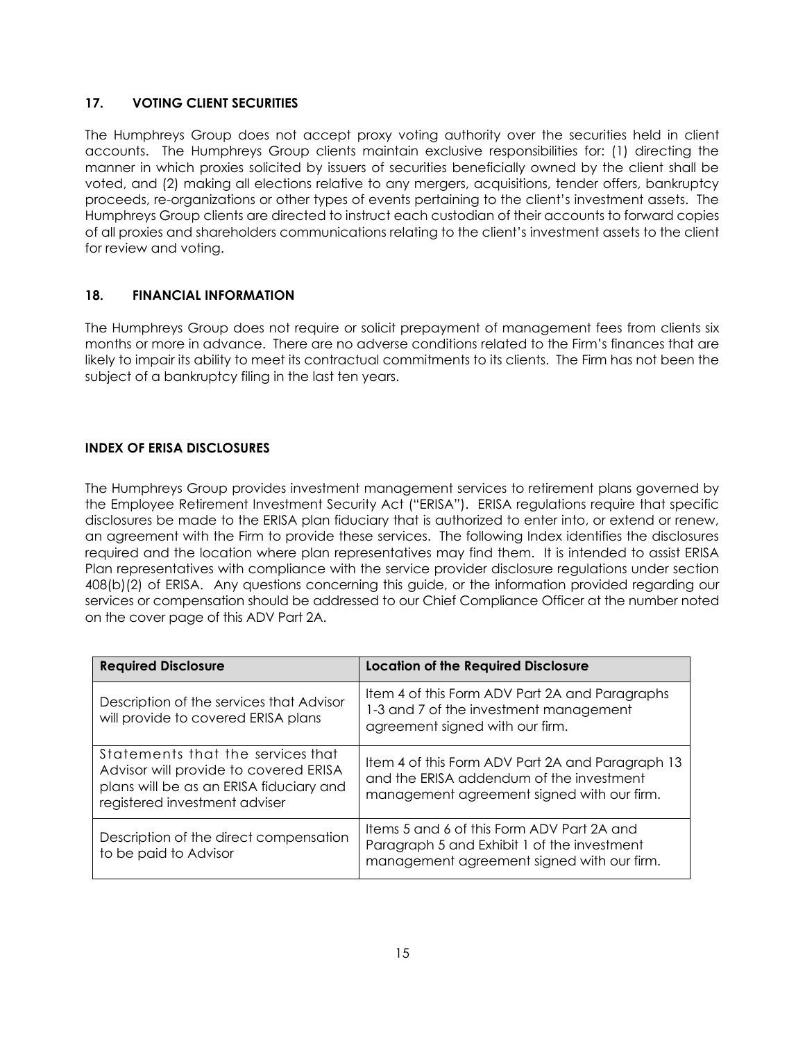## 17. VOTING CLIENT SECURITIES

The Humphreys Group does not accept proxy voting authority over the securities held in client accounts. The Humphreys Group clients maintain exclusive responsibilities for: (1) directing the manner in which proxies solicited by issuers of securities beneficially owned by the client shall be voted, and (2) making all elections relative to any mergers, acquisitions, tender offers, bankruptcy proceeds, re-organizations or other types of events pertaining to the client's investment assets. The Humphreys Group clients are directed to instruct each custodian of their accounts to forward copies of all proxies and shareholders communications relating to the client's investment assets to the client for review and voting.

## 18. FINANCIAL INFORMATION

The Humphreys Group does not require or solicit prepayment of management fees from clients six months or more in advance. There are no adverse conditions related to the Firm's finances that are likely to impair its ability to meet its contractual commitments to its clients. The Firm has not been the subject of a bankruptcy filing in the last ten years.

## INDEX OF ERISA DISCLOSURES

The Humphreys Group provides investment management services to retirement plans governed by the Employee Retirement Investment Security Act ("ERISA"). ERISA regulations require that specific disclosures be made to the ERISA plan fiduciary that is authorized to enter into, or extend or renew, an agreement with the Firm to provide these services. The following Index identifies the disclosures required and the location where plan representatives may find them. It is intended to assist ERISA Plan representatives with compliance with the service provider disclosure regulations under section 408(b)(2) of ERISA. Any questions concerning this guide, or the information provided regarding our services or compensation should be addressed to our Chief Compliance Officer at the number noted on the cover page of this ADV Part 2A.

| Required Disclosure | Location of the Required Disclosure |
|---|---|
| Description of the services that Advisor will provide to covered ERISA plans | Item 4 of this Form ADV Part 2A and Paragraphs 1-3 and 7 of the investment management agreement signed with our firm. |
| Statements that the services that Advisor will provide to covered ERISA plans will be as an ERISA fiduciary and registered investment adviser | Item 4 of this Form ADV Part 2A and Paragraph 13 and the ERISA addendum of the investment management agreement signed with our firm. |
| Description of the direct compensation to be paid to Advisor | Items 5 and 6 of this Form ADV Part 2A and Paragraph 5 and Exhibit 1 of the investment management agreement signed with our firm. |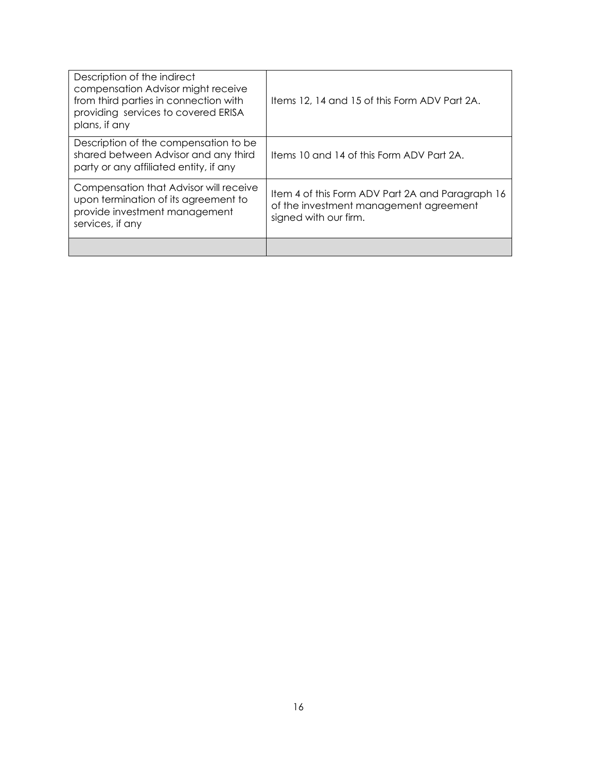| | |
|---|---|
| Description of the indirect compensation Advisor might receive from third parties in connection with providing services to covered ERISA plans, if any | Items 12, 14 and 15 of this Form ADV Part 2A. |
| Description of the compensation to be shared between Advisor and any third party or any affiliated entity, if any | Items 10 and 14 of this Form ADV Part 2A. |
| Compensation that Advisor will receive upon termination of its agreement to provide investment management services, if any | Item 4 of this Form ADV Part 2A and Paragraph 16 of the investment management agreement signed with our firm. |
| | |